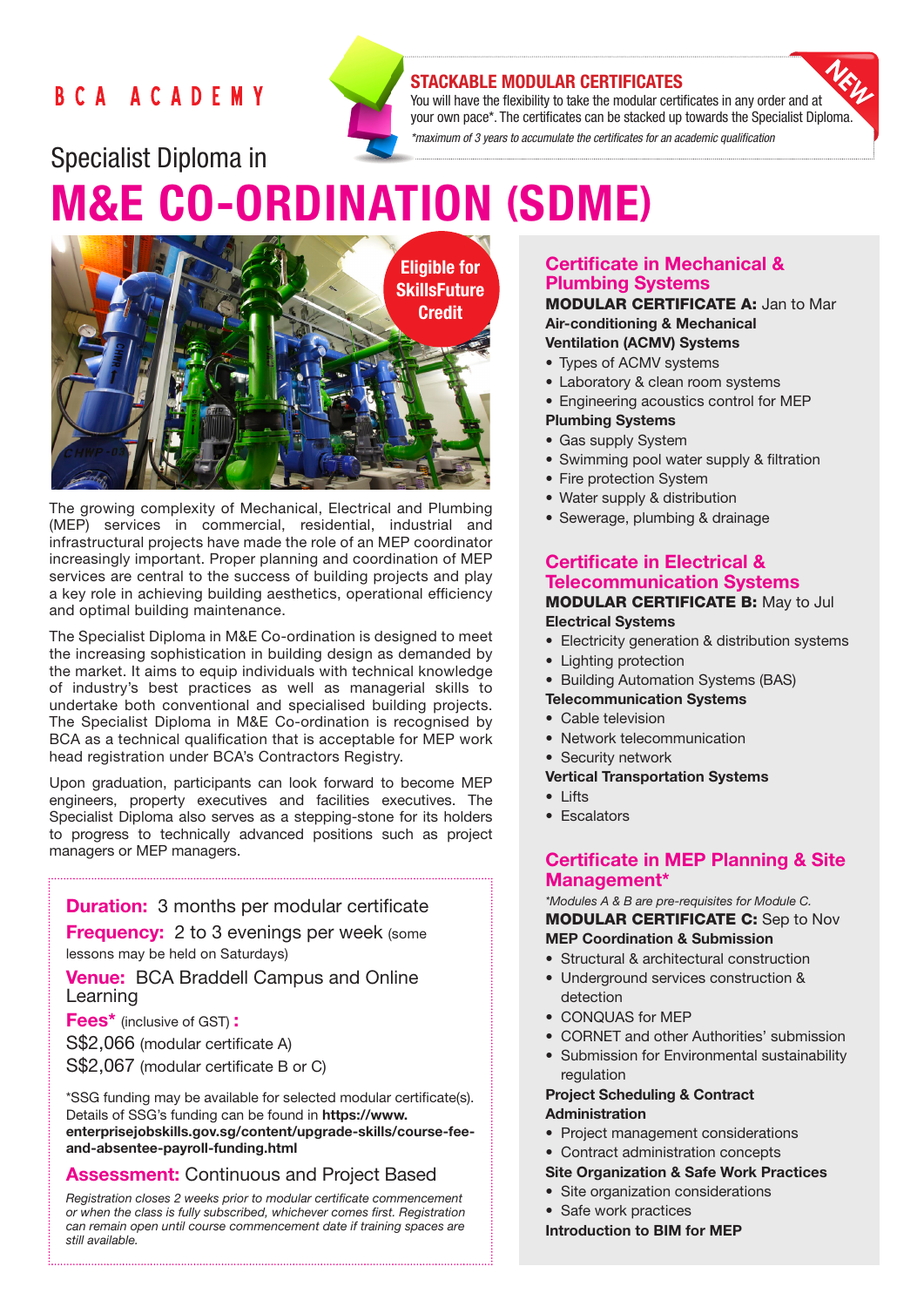BCA ACADEMY

**STACKABLE MODULAR CERTIFICATES**

You will have the flexibility to take the modular certificates in any order and at your own pace*. The certificates can be stacked up towards the Specialist Diploma.

*\*maximum of 3 years to accumulate the certificates for an academic qualification*

NEW

Specialist Diploma in

# M&E CO-ORDINATION (SDME)

Eligible for SkillsFuture Credit

The growing complexity of Mechanical, Electrical and Plumbing (MEP) services in commercial, residential, industrial and infrastructural projects have made the role of an MEP coordinator increasingly important. Proper planning and coordination of MEP services are central to the success of building projects and play a key role in achieving building aesthetics, operational efficiency and optimal building maintenance.

The Specialist Diploma in M&E Co-ordination is designed to meet the increasing sophistication in building design as demanded by the market. It aims to equip individuals with technical knowledge of industry's best practices as well as managerial skills to undertake both conventional and specialised building projects. The Specialist Diploma in M&E Co-ordination is recognised by BCA as a technical qualification that is acceptable for MEP work head registration under BCA's Contractors Registry.

Upon graduation, participants can look forward to become MEP engineers, property executives and facilities executives. The Specialist Diploma also serves as a stepping-stone for its holders to progress to technically advanced positions such as project managers or MEP managers.

**Duration:** 3 months per modular certificate

**Frequency:** 2 to 3 evenings per week (some lessons may be held on Saturdays)

**Venue:** BCA Braddell Campus and Online Learning

**Fees*** (inclusive of GST) **:**

S$2,066 (modular certificate A)

S$2,067 (modular certificate B or C)

*SSG funding may be available for selected modular certificate(s). Details of SSG's funding can be found in **https://www.enterprisejobskills.gov.sg/content/upgrade-skills/course-fee-and-absentee-payroll-funding.html**

**Assessment:** Continuous and Project Based

*Registration closes 2 weeks prior to modular certificate commencement or when the class is fully subscribed, whichever comes first. Registration can remain open until course commencement date if training spaces are still available.*

## Certificate in Mechanical & Plumbing Systems

**MODULAR CERTIFICATE A:** Jan to Mar

**Air-conditioning & Mechanical Ventilation (ACMV) Systems**

- Types of ACMV systems
- Laboratory & clean room systems
- Engineering acoustics control for MEP

**Plumbing Systems**

- Gas supply System
- Swimming pool water supply & filtration
- Fire protection System
- Water supply & distribution
- Sewerage, plumbing & drainage

## Certificate in Electrical & Telecommunication Systems

**MODULAR CERTIFICATE B:** May to Jul

**Electrical Systems**

- Electricity generation & distribution systems
- Lighting protection
- Building Automation Systems (BAS)

**Telecommunication Systems**

- Cable television
- Network telecommunication
- Security network

**Vertical Transportation Systems**

- Lifts
- Escalators

## Certificate in MEP Planning & Site Management*

*\*Modules A & B are pre-requisites for Module C.*

**MODULAR CERTIFICATE C:** Sep to Nov

**MEP Coordination & Submission**

- Structural & architectural construction
- Underground services construction & detection
- CONQUAS for MEP
- CORNET and other Authorities' submission
- Submission for Environmental sustainability regulation

**Project Scheduling & Contract Administration**

- Project management considerations
- Contract administration concepts

**Site Organization & Safe Work Practices**

- Site organization considerations
- Safe work practices

**Introduction to BIM for MEP**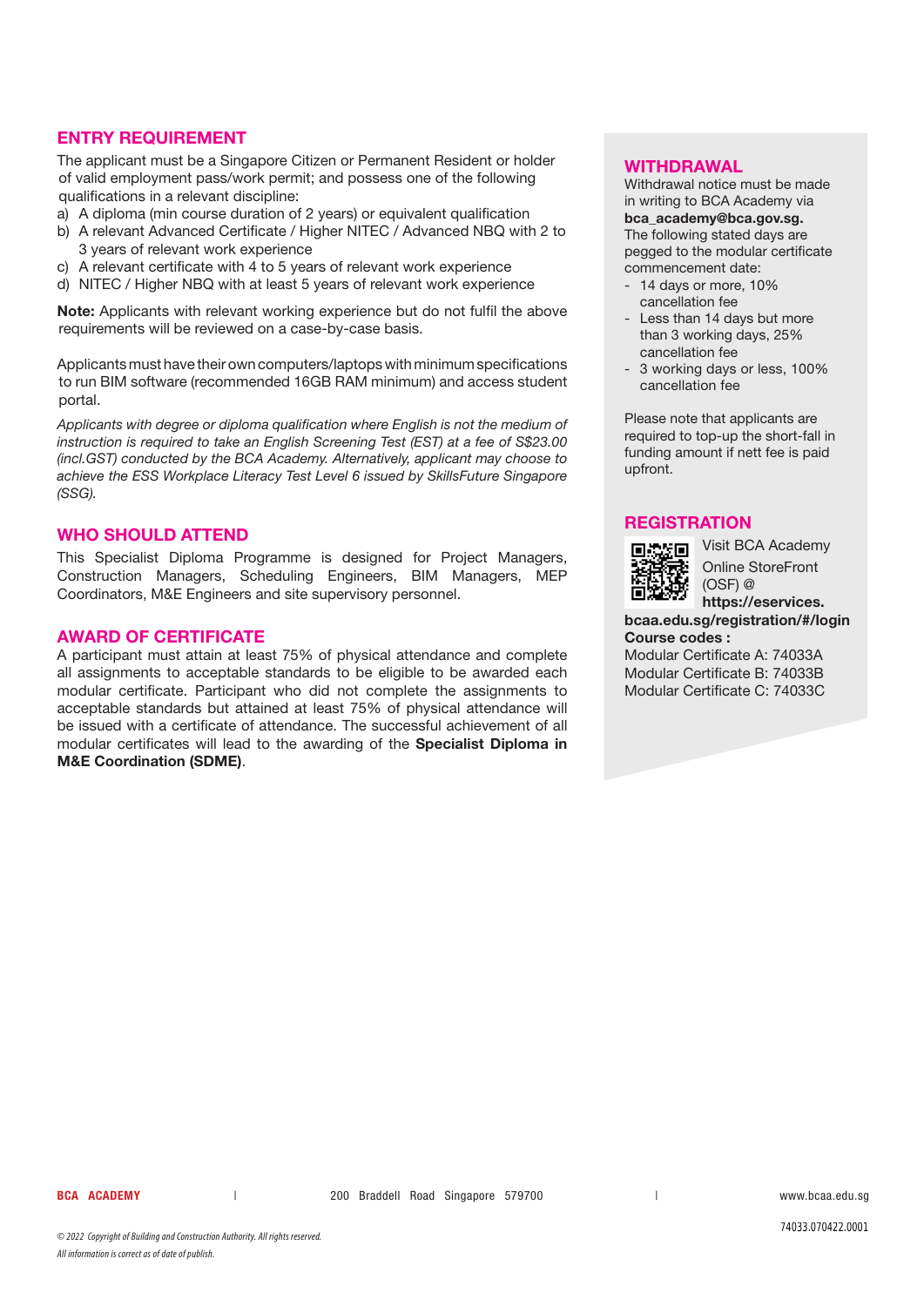## ENTRY REQUIREMENT

The applicant must be a Singapore Citizen or Permanent Resident or holder of valid employment pass/work permit; and possess one of the following qualifications in a relevant discipline:

a) A diploma (min course duration of 2 years) or equivalent qualification
b) A relevant Advanced Certificate / Higher NITEC / Advanced NBQ with 2 to 3 years of relevant work experience
c) A relevant certificate with 4 to 5 years of relevant work experience
d) NITEC / Higher NBQ with at least 5 years of relevant work experience

**Note:** Applicants with relevant working experience but do not fulfil the above requirements will be reviewed on a case-by-case basis.

Applicants must have their own computers/laptops with minimum specifications to run BIM software (recommended 16GB RAM minimum) and access student portal.

*Applicants with degree or diploma qualification where English is not the medium of instruction is required to take an English Screening Test (EST) at a fee of S$23.00 (incl.GST) conducted by the BCA Academy. Alternatively, applicant may choose to achieve the ESS Workplace Literacy Test Level 6 issued by SkillsFuture Singapore (SSG).*

## WHO SHOULD ATTEND

This Specialist Diploma Programme is designed for Project Managers, Construction Managers, Scheduling Engineers, BIM Managers, MEP Coordinators, M&E Engineers and site supervisory personnel.

## AWARD OF CERTIFICATE

A participant must attain at least 75% of physical attendance and complete all assignments to acceptable standards to be eligible to be awarded each modular certificate. Participant who did not complete the assignments to acceptable standards but attained at least 75% of physical attendance will be issued with a certificate of attendance. The successful achievement of all modular certificates will lead to the awarding of the **Specialist Diploma in M&E Coordination (SDME)**.

## WITHDRAWAL

Withdrawal notice must be made in writing to BCA Academy via **bca_academy@bca.gov.sg.** The following stated days are pegged to the modular certificate commencement date:

- 14 days or more, 10% cancellation fee
- Less than 14 days but more than 3 working days, 25% cancellation fee
- 3 working days or less, 100% cancellation fee

Please note that applicants are required to top-up the short-fall in funding amount if nett fee is paid upfront.

## REGISTRATION

Visit BCA Academy Online StoreFront (OSF) @ **https://eservices.bcaa.edu.sg/registration/#/login**

**Course codes :**
Modular Certificate A: 74033A
Modular Certificate B: 74033B
Modular Certificate C: 74033C

BCA ACADEMY | 200 Braddell Road Singapore 579700 | www.bcaa.edu.sg

74033.070422.0001

*© 2022 Copyright of Building and Construction Authority. All rights reserved.*
*All information is correct as of date of publish.*